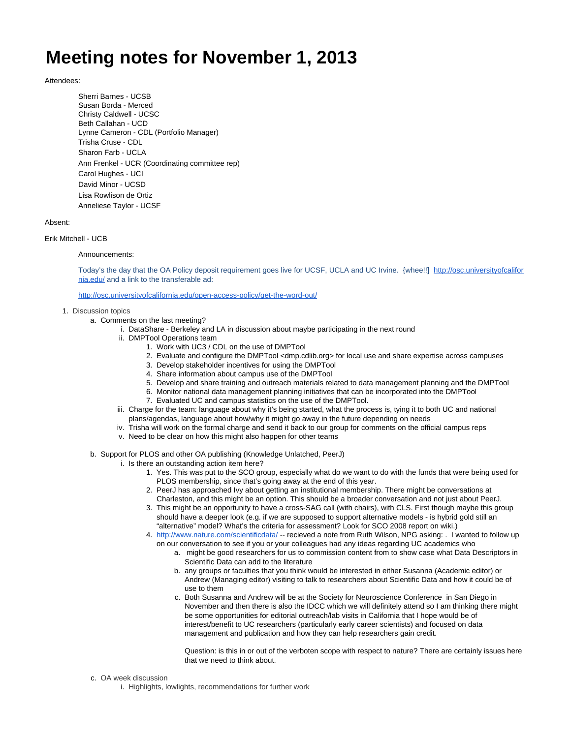# Meeting notes for November 1, 2013

Attendees:

Sherri Barnes - UCSB
Susan Borda - Merced
Christy Caldwell - UCSC
Beth Callahan - UCD
Lynne Cameron - CDL (Portfolio Manager)
Trisha Cruse - CDL
Sharon Farb - UCLA
Ann Frenkel - UCR (Coordinating committee rep)
Carol Hughes - UCI
David Minor - UCSD
Lisa Rowlison de Ortiz
Anneliese Taylor - UCSF

Absent:

Erik Mitchell - UCB

Announcements:

Today's the day that the OA Policy deposit requirement goes live for UCSF, UCLA and UC Irvine. {whee!!} http://osc.universityofcalifornia.edu/ and a link to the transferable ad:

http://osc.universityofcalifornia.edu/open-access-policy/get-the-word-out/

1. Discussion topics
   a. Comments on the last meeting?
      i. DataShare - Berkeley and LA in discussion about maybe participating in the next round
      ii. DMPTool Operations team
         1. Work with UC3 / CDL on the use of DMPTool
         2. Evaluate and configure the DMPTool <dmp.cdlib.org> for local use and share expertise across campuses
         3. Develop stakeholder incentives for using the DMPTool
         4. Share information about campus use of the DMPTool
         5. Develop and share training and outreach materials related to data management planning and the DMPTool
         6. Monitor national data management planning initiatives that can be incorporated into the DMPTool
         7. Evaluated UC and campus statistics on the use of the DMPTool.
      iii. Charge for the team: language about why it's being started, what the process is, tying it to both UC and national plans/agendas, language about how/why it might go away in the future depending on needs
      iv. Trisha will work on the formal charge and send it back to our group for comments on the official campus reps
      v. Need to be clear on how this might also happen for other teams
   b. Support for PLOS and other OA publishing (Knowledge Unlatched, PeerJ)
      i. Is there an outstanding action item here?
         1. Yes. This was put to the SCO group, especially what do we want to do with the funds that were being used for PLOS membership, since that's going away at the end of this year.
         2. PeerJ has approached Ivy about getting an institutional membership. There might be conversations at Charleston, and this might be an option. This should be a broader conversation and not just about PeerJ.
         3. This might be an opportunity to have a cross-SAG call (with chairs), with CLS. First though maybe this group should have a deeper look (e.g. if we are supposed to support alternative models - is hybrid gold still an "alternative" model? What's the criteria for assessment? Look for SCO 2008 report on wiki.)
         4. http://www.nature.com/scientificdata/ -- recieved a note from Ruth Wilson, NPG asking: . I wanted to follow up on our conversation to see if you or your colleagues had any ideas regarding UC academics who
            a. might be good researchers for us to commission content from to show case what Data Descriptors in Scientific Data can add to the literature
            b. any groups or faculties that you think would be interested in either Susanna (Academic editor) or Andrew (Managing editor) visiting to talk to researchers about Scientific Data and how it could be of use to them
            c. Both Susanna and Andrew will be at the Society for Neuroscience Conference in San Diego in November and then there is also the IDCC which we will definitely attend so I am thinking there might be some opportunities for editorial outreach/lab visits in California that I hope would be of interest/benefit to UC researchers (particularly early career scientists) and focused on data management and publication and how they can help researchers gain credit.

               Question: is this in or out of the verboten scope with respect to nature? There are certainly issues here that we need to think about.
   c. OA week discussion
      i. Highlights, lowlights, recommendations for further work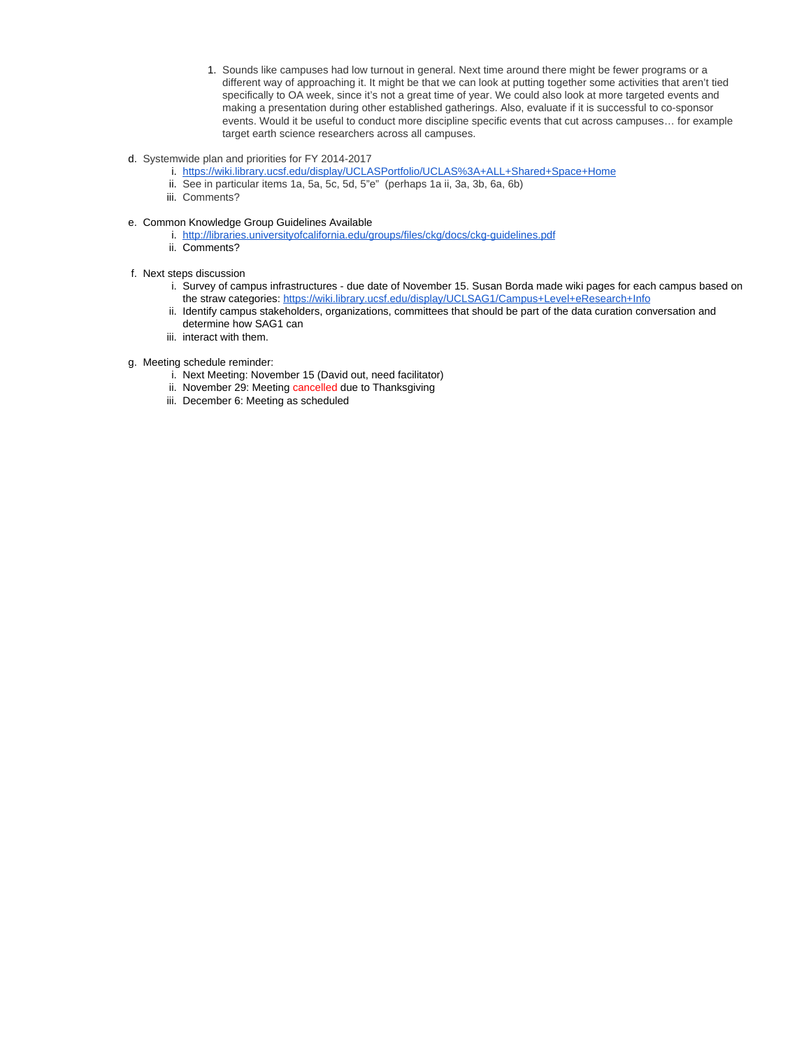1. Sounds like campuses had low turnout in general. Next time around there might be fewer programs or a different way of approaching it. It might be that we can look at putting together some activities that aren't tied specifically to OA week, since it's not a great time of year. We could also look at more targeted events and making a presentation during other established gatherings. Also, evaluate if it is successful to co-sponsor events. Would it be useful to conduct more discipline specific events that cut across campuses… for example target earth science researchers across all campuses.

d. Systemwide plan and priorities for FY 2014-2017
   i. https://wiki.library.ucsf.edu/display/UCLASPortfolio/UCLAS%3A+ALL+Shared+Space+Home
   ii. See in particular items 1a, 5a, 5c, 5d, 5"e" (perhaps 1a ii, 3a, 3b, 6a, 6b)
   iii. Comments?

e. Common Knowledge Group Guidelines Available
   i. http://libraries.universityofcalifornia.edu/groups/files/ckg/docs/ckg-guidelines.pdf
   ii. Comments?

f. Next steps discussion
   i. Survey of campus infrastructures - due date of November 15. Susan Borda made wiki pages for each campus based on the straw categories: https://wiki.library.ucsf.edu/display/UCLSAG1/Campus+Level+eResearch+Info
   ii. Identify campus stakeholders, organizations, committees that should be part of the data curation conversation and determine how SAG1 can
   iii. interact with them.

g. Meeting schedule reminder:
   i. Next Meeting: November 15 (David out, need facilitator)
   ii. November 29: Meeting cancelled due to Thanksgiving
   iii. December 6: Meeting as scheduled